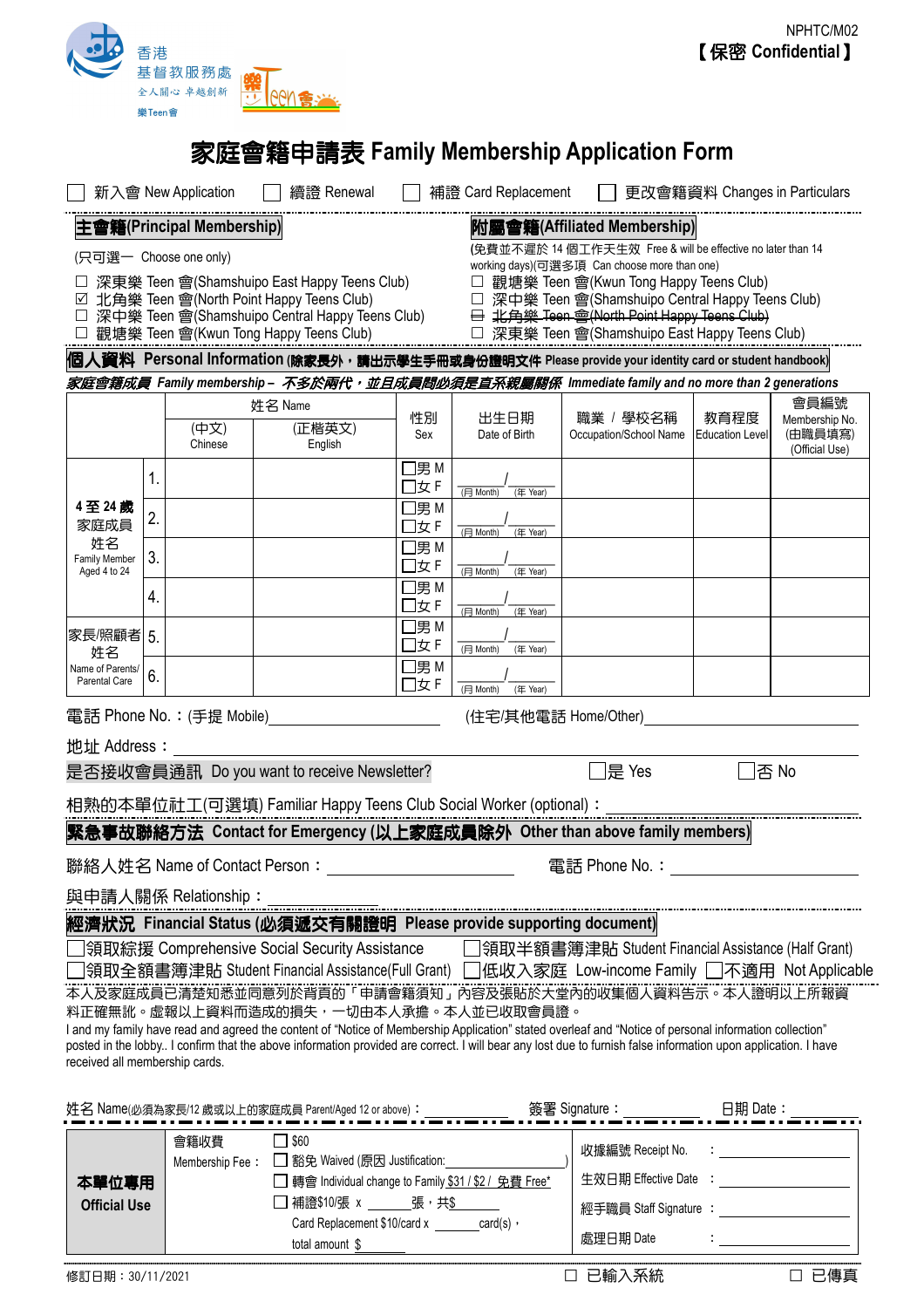香港基督教服務處
全人關心 卓越創新
樂Teen會

NPHTC/M02
【保密 Confidential】

# 家庭會籍申請表 Family Membership Application Form

☐ 新入會 New Application ☐ 續證 Renewal ☐ 補證 Card Replacement ☐ 更改會籍資料 Changes in Particulars

**主會籍(Principal Membership)**

(只可選一 Choose one only)

☐ 深東樂 Teen 會(Shamshuipo East Happy Teens Club)
☑ 北角樂 Teen 會(North Point Happy Teens Club)
☐ 深中樂 Teen 會(Shamshuipo Central Happy Teens Club)
☐ 觀塘樂 Teen 會(Kwun Tong Happy Teens Club)

**附屬會籍(Affiliated Membership)**

(免費並不遲於 14 個工作天生效 Free & will be effective no later than 14 working days)(可選多項 Can choose more than one)

☐ 觀塘樂 Teen 會(Kwun Tong Happy Teens Club)
☐ 深中樂 Teen 會(Shamshuipo Central Happy Teens Club)
☐ ~~北角樂 Teen 會(North Point Happy Teens Club)~~
☐ 深東樂 Teen 會(Shamshuipo East Happy Teens Club)

**個人資料 Personal Information (除家長外，請出示學生手冊或身份證明文件 Please provide your identity card or student handbook)**

*家庭會籍成員 Family membership – 不多於兩代，並且成員間必須是直系親屬關係 Immediate family and no more than 2 generations*

| | | 姓名 Name (中文) Chinese | 姓名 Name (正楷英文) English | 性別 Sex | 出生日期 Date of Birth | 職業 / 學校名稱 Occupation/School Name | 教育程度 Education Level | 會員編號 Membership No. (由職員填寫) (Official Use) |
|---|---|---|---|---|---|---|---|---|
| 4 至 24 歲家庭成員姓名 Family Member Aged 4 to 24 | 1. | | | ☐男 M ☐女 F | ____/____ (月 Month) (年 Year) | | | |
| | 2. | | | ☐男 M ☐女 F | ____/____ (月 Month) (年 Year) | | | |
| | 3. | | | ☐男 M ☐女 F | ____/____ (月 Month) (年 Year) | | | |
| | 4. | | | ☐男 M ☐女 F | ____/____ (月 Month) (年 Year) | | | |
| 家長/照顧者姓名 Name of Parents/ Parental Care | 5. | | | ☐男 M ☐女 F | ____/____ (月 Month) (年 Year) | | | |
| | 6. | | | ☐男 M ☐女 F | ____/____ (月 Month) (年 Year) | | | |

電話 Phone No.：(手提 Mobile)____________ (住宅/其他電話 Home/Other)____________

地址 Address：____________

是否接收會員通訊 Do you want to receive Newsletter? ☐是 Yes ☐否 No

相熟的本單位社工(可選填) Familiar Happy Teens Club Social Worker (optional)：____________

**緊急事故聯絡方法 Contact for Emergency (以上家庭成員除外 Other than above family members)**

聯絡人姓名 Name of Contact Person：____________ 電話 Phone No.：____________

與申請人關係 Relationship：____________

**經濟狀況 Financial Status (必須遞交有關證明 Please provide supporting document)**

☐領取綜援 Comprehensive Social Security Assistance ☐領取半額書簿津貼 Student Financial Assistance (Half Grant)
☐領取全額書簿津貼 Student Financial Assistance(Full Grant) ☐低收入家庭 Low-income Family ☐不適用 Not Applicable

本人及家庭成員已清楚知悉並同意列於背頁的「申請會籍須知」內容及張貼於大堂內的收集個人資料告示。本人證明以上所報資料正確無訛。虛報以上資料而造成的損失，一切由本人承擔。本人並已收取會員證。

I and my family have read and agreed the content of "Notice of Membership Application" stated overleaf and "Notice of personal information collection" posted in the lobby.. I confirm that the above information provided are correct. I will bear any lost due to furnish false information upon application. I have received all membership cards.

姓名 Name(必須為家長/12 歲或以上的家庭成員 Parent/Aged 12 or above)：________ 簽署 Signature：________ 日期 Date：________

| 本單位專用 Official Use | 會籍收費 Membership Fee： | ☐ $60<br>☐ 豁免 Waived (原因 Justification:________)<br>☐ 轉會 Individual change to Family $31 / $2 / 免費 Free*<br>☐ 補證$10/張 x ______張，共$______<br>Card Replacement $10/card x ______card(s)，total amount $______ | 收據編號 Receipt No. ：________<br>生效日期 Effective Date ：________<br>經手職員 Staff Signature ：________<br>處理日期 Date ：________ |
|---|---|---|---|

修訂日期：30/11/2021 ☐ 已輸入系統 ☐ 已傳真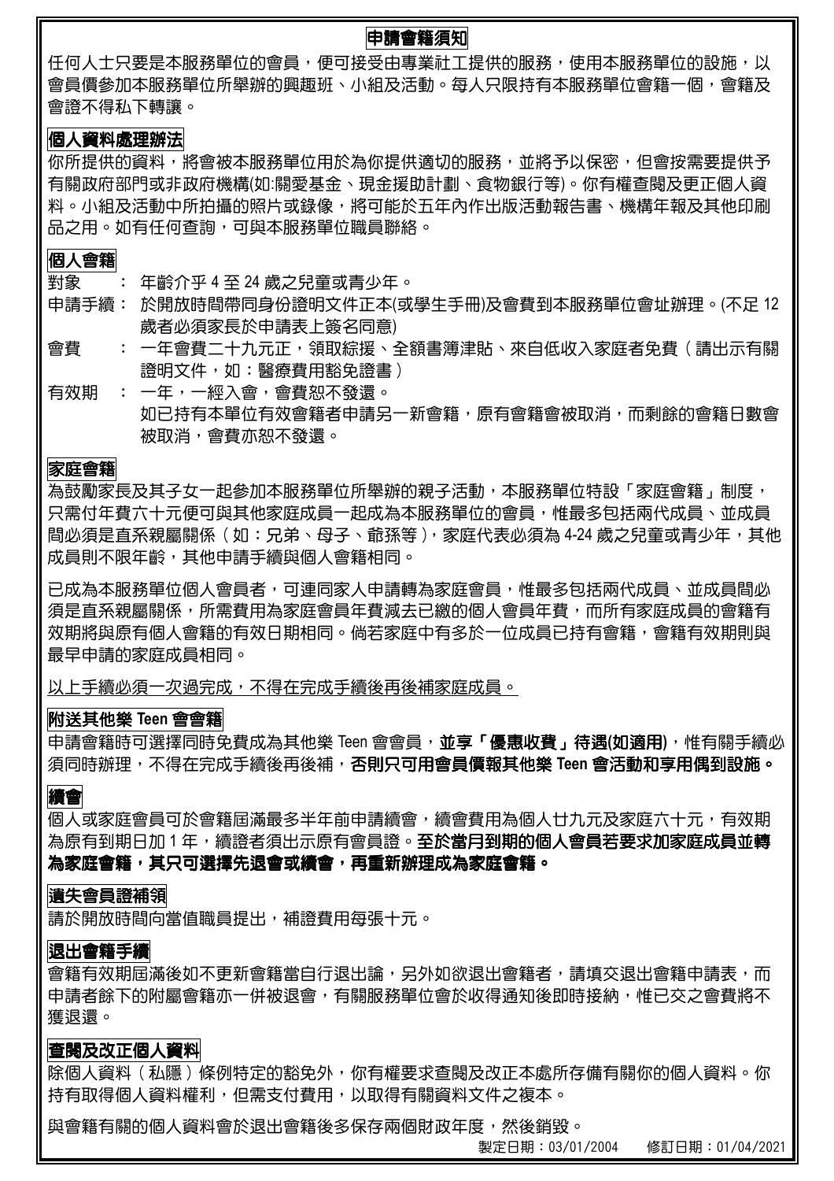## 申請會籍須知

任何人士只要是本服務單位的會員，便可接受由專業社工提供的服務，使用本服務單位的設施，以會員價參加本服務單位所舉辦的興趣班、小組及活動。每人只限持有本服務單位會籍一個，會籍及會證不得私下轉讓。

### 個人資料處理辦法

你所提供的資料，將會被本服務單位用於為你提供適切的服務，並將予以保密，但會按需要提供予有關政府部門或非政府機構(如:關愛基金、現金援助計劃、食物銀行等)。你有權查閱及更正個人資料。小組及活動中所拍攝的照片或錄像，將可能於五年內作出版活動報告書、機構年報及其他印刷品之用。如有任何查詢，可與本服務單位職員聯絡。

### 個人會籍

| | | |
|---|---|---|
| 對象 | ： | 年齡介乎 4 至 24 歲之兒童或青少年。 |
| 申請手續 | ： | 於開放時間帶同身份證明文件正本(或學生手冊)及會費到本服務單位會址辦理。(不足 12 歲者必須家長於申請表上簽名同意) |
| 會費 | ： | 一年會費二十九元正，領取綜援、全額書簿津貼、來自低收入家庭者免費（請出示有關證明文件，如：醫療費用豁免證書） |
| 有效期 | ： | 一年，一經入會，會費恕不發還。<br>如已持有本單位有效會籍者申請另一新會籍，原有會籍會被取消，而剩餘的會籍日數會被取消，會費亦恕不發還。 |

### 家庭會籍

為鼓勵家長及其子女一起參加本服務單位所舉辦的親子活動，本服務單位特設「家庭會籍」制度，只需付年費六十元便可與其他家庭成員一起成為本服務單位的會員，惟最多包括兩代成員、並成員間必須是直系親屬關係（如：兄弟、母子、爺孫等），家庭代表必須為 4-24 歲之兒童或青少年，其他成員則不限年齡，其他申請手續與個人會籍相同。

已成為本服務單位個人會員者，可連同家人申請轉為家庭會員，惟最多包括兩代成員、並成員間必須是直系親屬關係，所需費用為家庭會員年費減去已繳的個人會員年費，而所有家庭成員的會籍有效期將與原有個人會籍的有效日期相同。倘若家庭中有多於一位成員已持有會籍，會籍有效期則與最早申請的家庭成員相同。

以上手續必須一次過完成，不得在完成手續後再後補家庭成員。

### 附送其他樂 Teen 會會籍

申請會籍時可選擇同時免費成為其他樂 Teen 會會員，**並享「優惠收費」待遇(如適用)**，惟有關手續必須同時辦理，不得在完成手續後再後補，**否則只可用會員價報其他樂 Teen 會活動和享用偶到設施。**

### 續會

個人或家庭會員可於會籍屆滿最多半年前申請續會，續會費用為個人廿九元及家庭六十元，有效期為原有到期日加 1 年，續證者須出示原有會員證。**至於當月到期的個人會員若要求加家庭成員並轉為家庭會籍，其只可選擇先退會或續會，再重新辦理成為家庭會籍。**

### 遺失會員證補領

請於開放時間向當值職員提出，補證費用每張十元。

### 退出會籍手續

會籍有效期屆滿後如不更新會籍當自行退出論，另外如欲退出會籍者，請填交退出會籍申請表，而申請者餘下的附屬會籍亦一併被退會，有關服務單位會於收得通知後即時接納，惟已交之會費將不獲退還。

### 查閱及改正個人資料

除個人資料（私隱）條例特定的豁免外，你有權要求查閱及改正本處所存備有關你的個人資料。你持有取得個人資料權利，但需支付費用，以取得有關資料文件之複本。

與會籍有關的個人資料會於退出會籍後多保存兩個財政年度，然後銷毀。

製定日期：03/01/2004　修訂日期：01/04/2021